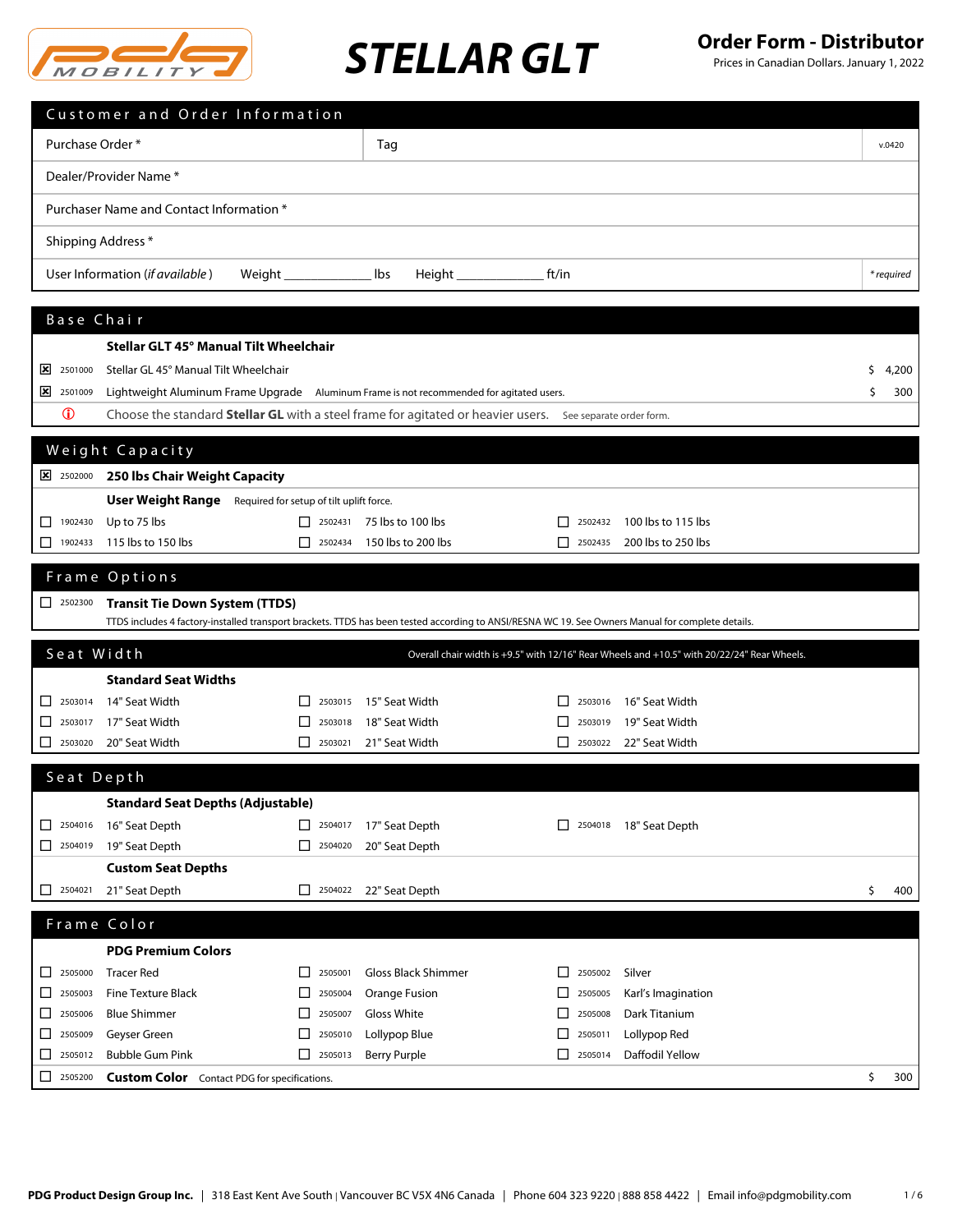# STELLAR GLT

## Order Form - Distributor

Prices in Canadian Dollars. January 1, 2022

## Customer and Order Information

| | | |
|---|---|---|
| Purchase Order * | Tag | v.0420 |
| Dealer/Provider Name * | | |
| Purchaser Name and Contact Information * | | |
| Shipping Address * | | |
| User Information (*if available*) Weight ____________ lbs Height ____________ ft/in | | *\* required* |

## Base Chair

**Stellar GLT 45° Manual Tilt Wheelchair**

| | Code | Item | Price |
|---|---|---|---|
| ☒ | 2501000 | Stellar GL 45° Manual Tilt Wheelchair | $ 4,200 |
| ☒ | 2501009 | Lightweight Aluminum Frame Upgrade — Aluminum Frame is not recommended for agitated users. | $ 300 |

ⓘ Choose the standard **Stellar GL** with a steel frame for agitated or heavier users. See separate order form.

## Weight Capacity

☒ 2502000 **250 lbs Chair Weight Capacity**

**User Weight Range** Required for setup of tilt uplift force.

| | | |
|---|---|---|
| ☐ 1902430 Up to 75 lbs | ☐ 2502431 75 lbs to 100 lbs | ☐ 2502432 100 lbs to 115 lbs |
| ☐ 1902433 115 lbs to 150 lbs | ☐ 2502434 150 lbs to 200 lbs | ☐ 2502435 200 lbs to 250 lbs |

## Frame Options

☐ 2502300 **Transit Tie Down System (TTDS)**

TTDS includes 4 factory-installed transport brackets. TTDS has been tested according to ANSI/RESNA WC 19. See Owners Manual for complete details.

## Seat Width

Overall chair width is +9.5" with 12/16" Rear Wheels and +10.5" with 20/22/24" Rear Wheels.

**Standard Seat Widths**

| | | |
|---|---|---|
| ☐ 2503014 14" Seat Width | ☐ 2503015 15" Seat Width | ☐ 2503016 16" Seat Width |
| ☐ 2503017 17" Seat Width | ☐ 2503018 18" Seat Width | ☐ 2503019 19" Seat Width |
| ☐ 2503020 20" Seat Width | ☐ 2503021 21" Seat Width | ☐ 2503022 22" Seat Width |

## Seat Depth

**Standard Seat Depths (Adjustable)**

| | | |
|---|---|---|
| ☐ 2504016 16" Seat Depth | ☐ 2504017 17" Seat Depth | ☐ 2504018 18" Seat Depth |
| ☐ 2504019 19" Seat Depth | ☐ 2504020 20" Seat Depth | |

**Custom Seat Depths**

| | | |
|---|---|---|
| ☐ 2504021 21" Seat Depth | ☐ 2504022 22" Seat Depth | $ 400 |

## Frame Color

**PDG Premium Colors**

| | | |
|---|---|---|
| ☐ 2505000 Tracer Red | ☐ 2505001 Gloss Black Shimmer | ☐ 2505002 Silver |
| ☐ 2505003 Fine Texture Black | ☐ 2505004 Orange Fusion | ☐ 2505005 Karl's Imagination |
| ☐ 2505006 Blue Shimmer | ☐ 2505007 Gloss White | ☐ 2505008 Dark Titanium |
| ☐ 2505009 Geyser Green | ☐ 2505010 Lollypop Blue | ☐ 2505011 Lollypop Red |
| ☐ 2505012 Bubble Gum Pink | ☐ 2505013 Berry Purple | ☐ 2505014 Daffodil Yellow |

☐ 2505200 **Custom Color** Contact PDG for specifications. $ 300

**PDG Product Design Group Inc.** | 318 East Kent Ave South | Vancouver BC V5X 4N6 Canada | Phone 604 323 9220 | 888 858 4422 | Email info@pdgmobility.com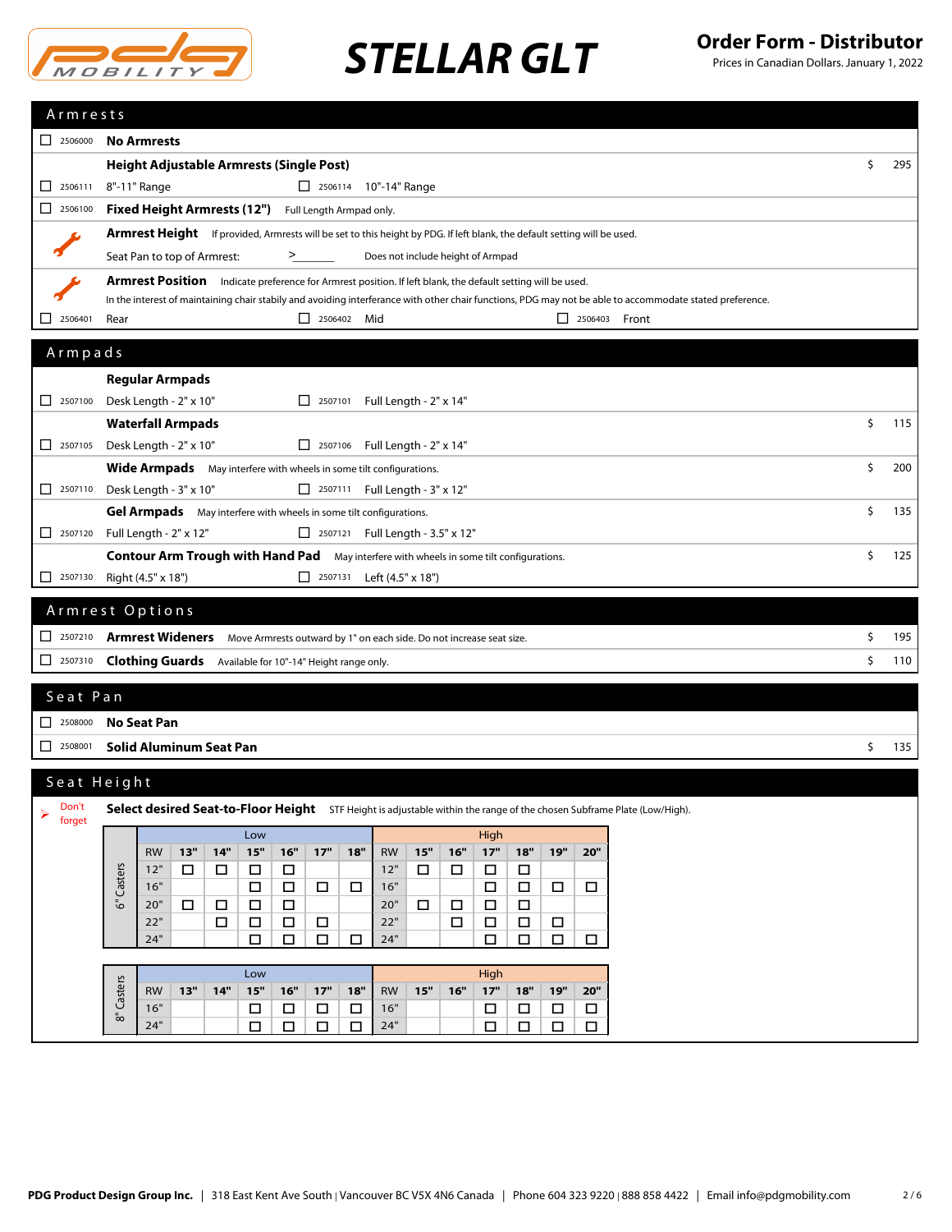# STELLAR GLT

**Order Form - Distributor**
Prices in Canadian Dollars. January 1, 2022

## Armrests

- ☐ 2506000 **No Armrests**

**Height Adjustable Armrests (Single Post)** — $ 295

- ☐ 2506111 8"-11" Range
- ☐ 2506114 10"-14" Range

- ☐ 2506100 **Fixed Height Armrests (12")** Full Length Armpad only.

**Armrest Height** If provided, Armrests will be set to this height by PDG. If left blank, the default setting will be used.

Seat Pan to top of Armrest: >_______ Does not include height of Armpad

**Armrest Position** Indicate preference for Armrest position. If left blank, the default setting will be used.
In the interest of maintaining chair stabily and avoiding interference with other chair functions, PDG may not be able to accommodate stated preference.

- ☐ 2506401 Rear
- ☐ 2506402 Mid
- ☐ 2506403 Front

## Armpads

**Regular Armpads**

- ☐ 2507100 Desk Length - 2" x 10"
- ☐ 2507101 Full Length - 2" x 14"

**Waterfall Armpads** — $ 115

- ☐ 2507105 Desk Length - 2" x 10"
- ☐ 2507106 Full Length - 2" x 14"

**Wide Armpads** May interfere with wheels in some tilt configurations. — $ 200

- ☐ 2507110 Desk Length - 3" x 10"
- ☐ 2507111 Full Length - 3" x 12"

**Gel Armpads** May interfere with wheels in some tilt configurations. — $ 135

- ☐ 2507120 Full Length - 2" x 12"
- ☐ 2507121 Full Length - 3.5" x 12"

**Contour Arm Trough with Hand Pad** May interfere with wheels in some tilt configurations. — $ 125

- ☐ 2507130 Right (4.5" x 18")
- ☐ 2507131 Left (4.5" x 18")

## Armrest Options

- ☐ 2507210 **Armrest Wideners** Move Armrests outward by 1" on each side. Do not increase seat size. — $ 195
- ☐ 2507310 **Clothing Guards** Available for 10"-14" Height range only. — $ 110

## Seat Pan

- ☐ 2508000 **No Seat Pan**
- ☐ 2508001 **Solid Aluminum Seat Pan** — $ 135

## Seat Height

Don't forget

**Select desired Seat-to-Floor Height** STF Height is adjustable within the range of the chosen Subframe Plate (Low/High).

**6" Casters**

| | Low | | | | | | | High | | | | | | |
|---|---|---|---|---|---|---|---|---|---|---|---|---|---|---|
| RW | 13" | 14" | 15" | 16" | 17" | 18" | RW | 15" | 16" | 17" | 18" | 19" | 20" |
| 12" | ☐ | ☐ | ☐ | ☐ | | | 12" | ☐ | ☐ | ☐ | ☐ | | |
| 16" | | | ☐ | ☐ | ☐ | ☐ | 16" | | | ☐ | ☐ | ☐ | ☐ |
| 20" | ☐ | ☐ | ☐ | ☐ | | | 20" | ☐ | ☐ | ☐ | ☐ | | |
| 22" | | ☐ | ☐ | ☐ | ☐ | | 22" | | ☐ | ☐ | ☐ | ☐ | |
| 24" | | | ☐ | ☐ | ☐ | ☐ | 24" | | | ☐ | ☐ | ☐ | ☐ |

**8" Casters**

| | Low | | | | | | | High | | | | | | |
|---|---|---|---|---|---|---|---|---|---|---|---|---|---|---|
| RW | 13" | 14" | 15" | 16" | 17" | 18" | RW | 15" | 16" | 17" | 18" | 19" | 20" |
| 16" | | | ☐ | ☐ | ☐ | ☐ | 16" | | | ☐ | ☐ | ☐ | ☐ |
| 24" | | | ☐ | ☐ | ☐ | ☐ | 24" | | | ☐ | ☐ | ☐ | ☐ |

**PDG Product Design Group Inc.** | 318 East Kent Ave South | Vancouver BC V5X 4N6 Canada | Phone 604 323 9220 | 888 858 4422 | Email info@pdgmobility.com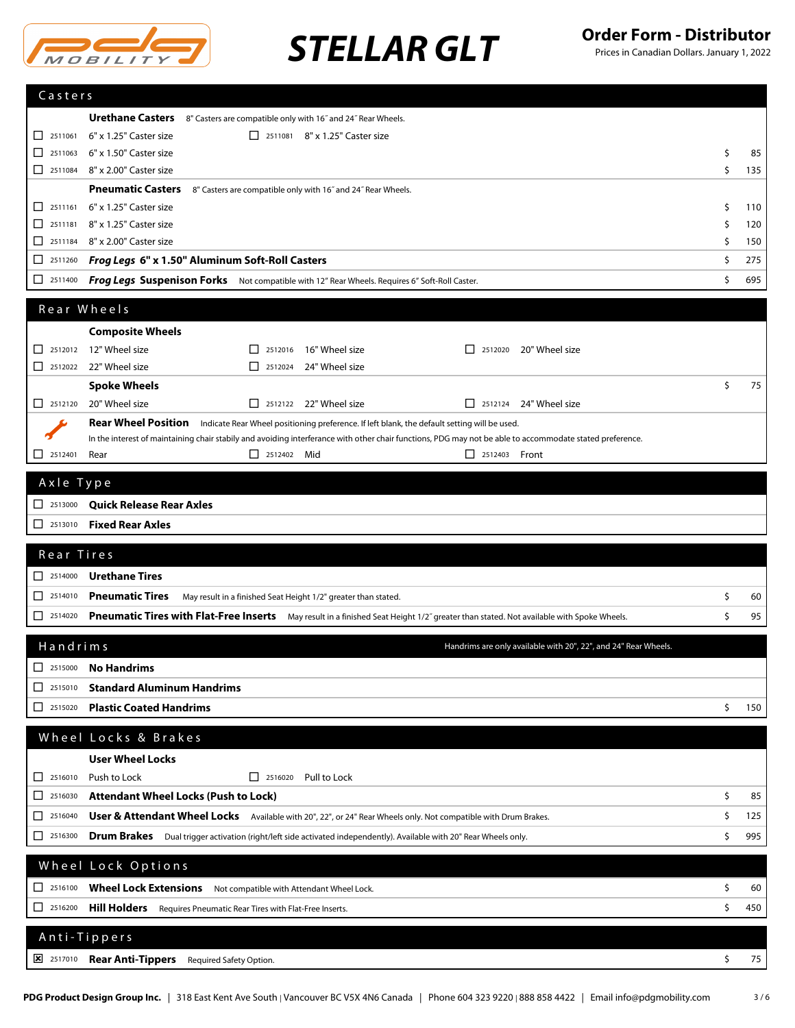# STELLAR GLT

**Order Form - Distributor**
Prices in Canadian Dollars. January 1, 2022

## Casters

**Urethane Casters** 8" Casters are compatible only with 16˝ and 24˝ Rear Wheels.

| | Code | Description | | Code | Description | Price |
|---|---|---|---|---|---|---|
| ☐ | 2511061 | 6" x 1.25" Caster size | ☐ | 2511081 | 8" x 1.25" Caster size | |
| ☐ | 2511063 | 6" x 1.50" Caster size | | | | $ 85 |
| ☐ | 2511084 | 8" x 2.00" Caster size | | | | $ 135 |

**Pneumatic Casters** 8" Casters are compatible only with 16˝ and 24˝ Rear Wheels.

| | Code | Description | Price |
|---|---|---|---|
| ☐ | 2511161 | 6" x 1.25" Caster size | $ 110 |
| ☐ | 2511181 | 8" x 1.25" Caster size | $ 120 |
| ☐ | 2511184 | 8" x 2.00" Caster size | $ 150 |
| ☐ | 2511260 | ***Frog Legs* 6" x 1.50" Aluminum Soft-Roll Casters** | $ 275 |
| ☐ | 2511400 | ***Frog Legs* Suspenison Forks** Not compatible with 12" Rear Wheels. Requires 6" Soft-Roll Caster. | $ 695 |

## Rear Wheels

**Composite Wheels**

| | Code | Description | | Code | Description | | Code | Description | Price |
|---|---|---|---|---|---|---|---|---|---|
| ☐ | 2512012 | 12" Wheel size | ☐ | 2512016 | 16" Wheel size | ☐ | 2512020 | 20" Wheel size | |
| ☐ | 2512022 | 22" Wheel size | ☐ | 2512024 | 24" Wheel size | | | | |

**Spoke Wheels** — $ 75

| | Code | Description | | Code | Description | | Code | Description |
|---|---|---|---|---|---|---|---|---|
| ☐ | 2512120 | 20" Wheel size | ☐ | 2512122 | 22" Wheel size | ☐ | 2512124 | 24" Wheel size |

**Rear Wheel Position** Indicate Rear Wheel positioning preference. If left blank, the default setting will be used.
In the interest of maintaining chair stabily and avoiding interferance with other chair functions, PDG may not be able to accommodate stated preference.

| | Code | Description | | Code | Description | | Code | Description |
|---|---|---|---|---|---|---|---|---|
| ☐ | 2512401 | Rear | ☐ | 2512402 | Mid | ☐ | 2512403 | Front |

## Axle Type

| | Code | Description | Price |
|---|---|---|---|
| ☐ | 2513000 | **Quick Release Rear Axles** | |
| ☐ | 2513010 | **Fixed Rear Axles** | |

## Rear Tires

| | Code | Description | Price |
|---|---|---|---|
| ☐ | 2514000 | **Urethane Tires** | |
| ☐ | 2514010 | **Pneumatic Tires** May result in a finished Seat Height 1/2" greater than stated. | $ 60 |
| ☐ | 2514020 | **Pneumatic Tires with Flat-Free Inserts** May result in a finished Seat Height 1/2˝ greater than stated. Not available with Spoke Wheels. | $ 95 |

## Handrims

Handrims are only available with 20", 22", and 24" Rear Wheels.

| | Code | Description | Price |
|---|---|---|---|
| ☐ | 2515000 | **No Handrims** | |
| ☐ | 2515010 | **Standard Aluminum Handrims** | |
| ☐ | 2515020 | **Plastic Coated Handrims** | $ 150 |

## Wheel Locks & Brakes

**User Wheel Locks**

| | Code | Description | | Code | Description |
|---|---|---|---|---|---|
| ☐ | 2516010 | Push to Lock | ☐ | 2516020 | Pull to Lock |

| | Code | Description | Price |
|---|---|---|---|
| ☐ | 2516030 | **Attendant Wheel Locks (Push to Lock)** | $ 85 |
| ☐ | 2516040 | **User & Attendant Wheel Locks** Available with 20", 22", or 24" Rear Wheels only. Not compatible with Drum Brakes. | $ 125 |
| ☐ | 2516300 | **Drum Brakes** Dual trigger activation (right/left side activated independently). Available with 20" Rear Wheels only. | $ 995 |

## Wheel Lock Options

| | Code | Description | Price |
|---|---|---|---|
| ☐ | 2516100 | **Wheel Lock Extensions** Not compatible with Attendant Wheel Lock. | $ 60 |
| ☐ | 2516200 | **Hill Holders** Requires Pneumatic Rear Tires with Flat-Free Inserts. | $ 450 |

## Anti-Tippers

| | Code | Description | Price |
|---|---|---|---|
| ☒ | 2517010 | **Rear Anti-Tippers** Required Safety Option. | $ 75 |

**PDG Product Design Group Inc.** | 318 East Kent Ave South | Vancouver BC V5X 4N6 Canada | Phone 604 323 9220 | 888 858 4422 | Email info@pdgmobility.com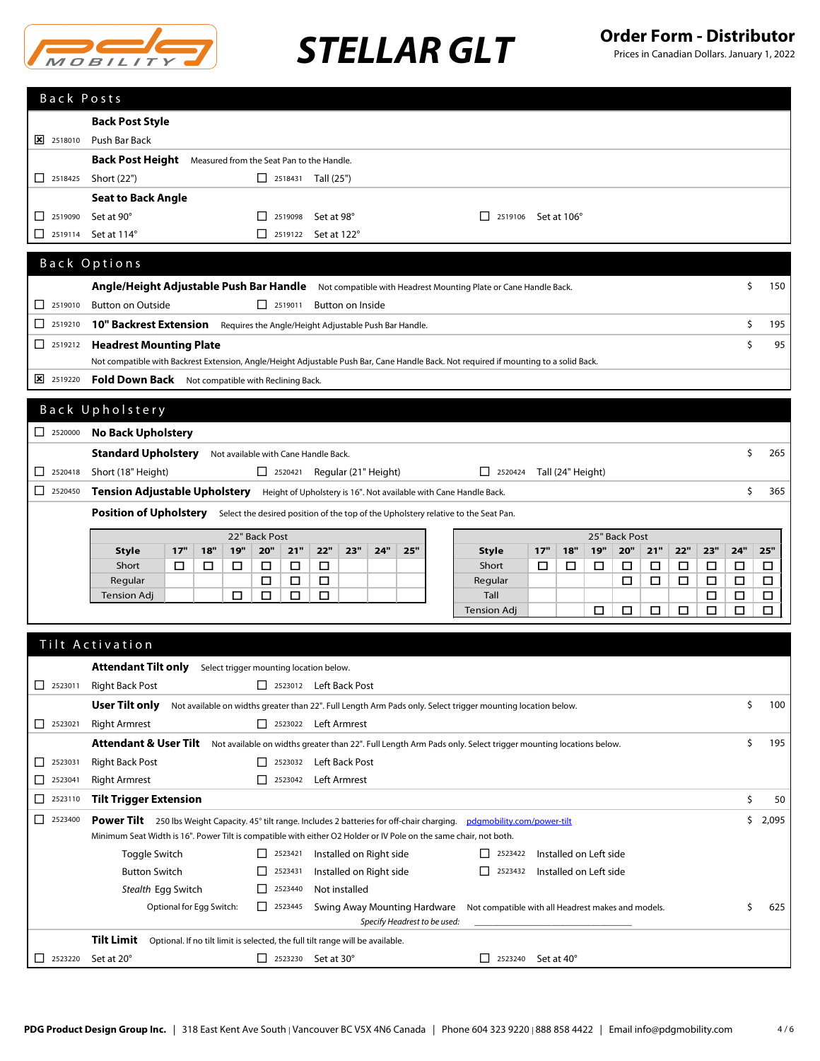# STELLAR GLT

**Order Form - Distributor**
Prices in Canadian Dollars. January 1, 2022

## Back Posts

**Back Post Style**

- [x] 2518010 Push Bar Back

**Back Post Height** Measured from the Seat Pan to the Handle.

- [ ] 2518425 Short (22")
- [ ] 2518431 Tall (25")

**Seat to Back Angle**

- [ ] 2519090 Set at 90°
- [ ] 2519098 Set at 98°
- [ ] 2519106 Set at 106°
- [ ] 2519114 Set at 114°
- [ ] 2519122 Set at 122°

## Back Options

**Angle/Height Adjustable Push Bar Handle** Not compatible with Headrest Mounting Plate or Cane Handle Back. — $ 150

- [ ] 2519010 Button on Outside
- [ ] 2519011 Button on Inside

- [ ] 2519210 **10" Backrest Extension** Requires the Angle/Height Adjustable Push Bar Handle. — $ 195
- [ ] 2519212 **Headrest Mounting Plate** — $ 95
  Not compatible with Backrest Extension, Angle/Height Adjustable Push Bar, Cane Handle Back. Not required if mounting to a solid Back.
- [x] 2519220 **Fold Down Back** Not compatible with Reclining Back.

## Back Upholstery

- [ ] 2520000 **No Back Upholstery**

**Standard Upholstery** Not available with Cane Handle Back. — $ 265

- [ ] 2520418 Short (18" Height)
- [ ] 2520421 Regular (21" Height)
- [ ] 2520424 Tall (24" Height)

- [ ] 2520450 **Tension Adjustable Upholstery** Height of Upholstery is 16". Not available with Cane Handle Back. — $ 365

**Position of Upholstery** Select the desired position of the top of the Upholstery relative to the Seat Pan.

| 22" Back Post | | | | | | | | | |
|---|---|---|---|---|---|---|---|---|---|
| Style | 17" | 18" | 19" | 20" | 21" | 22" | 23" | 24" | 25" |
| Short | ☐ | ☐ | ☐ | ☐ | ☐ | ☐ | | | |
| Regular | | | | ☐ | ☐ | ☐ | | | |
| Tension Adj | | | ☐ | ☐ | ☐ | ☐ | | | |

| 25" Back Post | | | | | | | | | |
|---|---|---|---|---|---|---|---|---|---|
| Style | 17" | 18" | 19" | 20" | 21" | 22" | 23" | 24" | 25" |
| Short | ☐ | ☐ | ☐ | ☐ | ☐ | ☐ | ☐ | ☐ | ☐ |
| Regular | | | | ☐ | ☐ | ☐ | ☐ | ☐ | ☐ |
| Tall | | | | | | | ☐ | ☐ | ☐ |
| Tension Adj | | | ☐ | ☐ | ☐ | ☐ | ☐ | ☐ | ☐ |

## Tilt Activation

**Attendant Tilt only** Select trigger mounting location below.

- [ ] 2523011 Right Back Post
- [ ] 2523012 Left Back Post

**User Tilt only** Not available on widths greater than 22". Full Length Arm Pads only. Select trigger mounting location below. — $ 100

- [ ] 2523021 Right Armrest
- [ ] 2523022 Left Armrest

**Attendant & User Tilt** Not available on widths greater than 22". Full Length Arm Pads only. Select trigger mounting locations below. — $ 195

- [ ] 2523031 Right Back Post
- [ ] 2523032 Left Back Post
- [ ] 2523041 Right Armrest
- [ ] 2523042 Left Armrest

- [ ] 2523110 **Tilt Trigger Extension** — $ 50
- [ ] 2523400 **Power Tilt** 250 lbs Weight Capacity. 45° tilt range. Includes 2 batteries for off-chair charging. pdgmobility.com/power-tilt — $ 2,095
  Minimum Seat Width is 16". Power Tilt is compatible with either O2 Holder or IV Pole on the same chair, not both.

Toggle Switch
- [ ] 2523421 Installed on Right side
- [ ] 2523422 Installed on Left side

Button Switch
- [ ] 2523431 Installed on Right side
- [ ] 2523432 Installed on Left side

*Stealth* Egg Switch
- [ ] 2523440 Not installed

Optional for Egg Switch:
- [ ] 2523445 Swing Away Mounting Hardware Not compatible with all Headrest makes and models. — $ 625
  *Specify Headrest to be used:* ______________________________

**Tilt Limit** Optional. If no tilt limit is selected, the full tilt range will be available.

- [ ] 2523220 Set at 20°
- [ ] 2523230 Set at 30°
- [ ] 2523240 Set at 40°

PDG Product Design Group Inc. | 318 East Kent Ave South | Vancouver BC V5X 4N6 Canada | Phone 604 323 9220 | 888 858 4422 | Email info@pdgmobility.com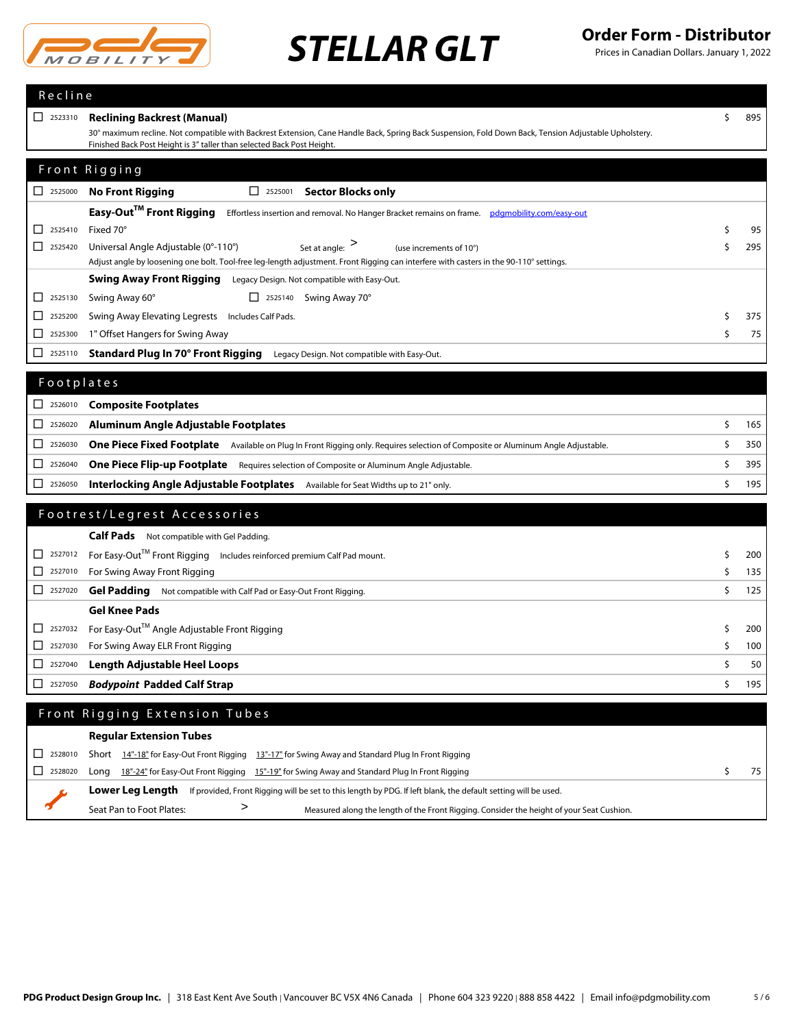# STELLAR GLT

**Order Form - Distributor**

Prices in Canadian Dollars. January 1, 2022

## Recline

| | Code | Item | Price |
|---|---|---|---|
| ☐ | 2523310 | **Reclining Backrest (Manual)** 30° maximum recline. Not compatible with Backrest Extension, Cane Handle Back, Spring Back Suspension, Fold Down Back, Tension Adjustable Upholstery. Finished Back Post Height is 3" taller than selected Back Post Height. | $ 895 |

## Front Rigging

| | Code | Item | Price |
|---|---|---|---|
| ☐ | 2525000 | **No Front Rigging** ☐ 2525001 **Sector Blocks only** | |
| | | **Easy-Out™ Front Rigging** Effortless insertion and removal. No Hanger Bracket remains on frame. pdgmobility.com/easy-out | |
| ☐ | 2525410 | Fixed 70° | $ 95 |
| ☐ | 2525420 | Universal Angle Adjustable (0°-110°) Set at angle: > (use increments of 10°) Adjust angle by loosening one bolt. Tool-free leg-length adjustment. Front Rigging can interfere with casters in the 90-110° settings. | $ 295 |
| | | **Swing Away Front Rigging** Legacy Design. Not compatible with Easy-Out. | |
| ☐ | 2525130 | Swing Away 60° ☐ 2525140 Swing Away 70° | |
| ☐ | 2525200 | Swing Away Elevating Legrests Includes Calf Pads. | $ 375 |
| ☐ | 2525300 | 1" Offset Hangers for Swing Away | $ 75 |
| ☐ | 2525110 | **Standard Plug In 70° Front Rigging** Legacy Design. Not compatible with Easy-Out. | |

## Footplates

| | Code | Item | Price |
|---|---|---|---|
| ☐ | 2526010 | **Composite Footplates** | |
| ☐ | 2526020 | **Aluminum Angle Adjustable Footplates** | $ 165 |
| ☐ | 2526030 | **One Piece Fixed Footplate** Available on Plug In Front Rigging only. Requires selection of Composite or Aluminum Angle Adjustable. | $ 350 |
| ☐ | 2526040 | **One Piece Flip-up Footplate** Requires selection of Composite or Aluminum Angle Adjustable. | $ 395 |
| ☐ | 2526050 | **Interlocking Angle Adjustable Footplates** Available for Seat Widths up to 21" only. | $ 195 |

## Footrest/Legrest Accessories

| | Code | Item | Price |
|---|---|---|---|
| | | **Calf Pads** Not compatible with Gel Padding. | |
| ☐ | 2527012 | For Easy-Out™ Front Rigging Includes reinforced premium Calf Pad mount. | $ 200 |
| ☐ | 2527010 | For Swing Away Front Rigging | $ 135 |
| ☐ | 2527020 | **Gel Padding** Not compatible with Calf Pad or Easy-Out Front Rigging. | $ 125 |
| | | **Gel Knee Pads** | |
| ☐ | 2527032 | For Easy-Out™ Angle Adjustable Front Rigging | $ 200 |
| ☐ | 2527030 | For Swing Away ELR Front Rigging | $ 100 |
| ☐ | 2527040 | **Length Adjustable Heel Loops** | $ 50 |
| ☐ | 2527050 | ***Bodypoint* Padded Calf Strap** | $ 195 |

## Front Rigging Extension Tubes

| | Code | Item | Price |
|---|---|---|---|
| | | **Regular Extension Tubes** | |
| ☐ | 2528010 | Short 14"-18" for Easy-Out Front Rigging 13"-17" for Swing Away and Standard Plug In Front Rigging | |
| ☐ | 2528020 | Long 18"-24" for Easy-Out Front Rigging 15"-19" for Swing Away and Standard Plug In Front Rigging | $ 75 |
| | | **Lower Leg Length** If provided, Front Rigging will be set to this length by PDG. If left blank, the default setting will be used. | |
| | | Seat Pan to Foot Plates: > Measured along the length of the Front Rigging. Consider the height of your Seat Cushion. | |

**PDG Product Design Group Inc.** | 318 East Kent Ave South | Vancouver BC V5X 4N6 Canada | Phone 604 323 9220 | 888 858 4422 | Email info@pdgmobility.com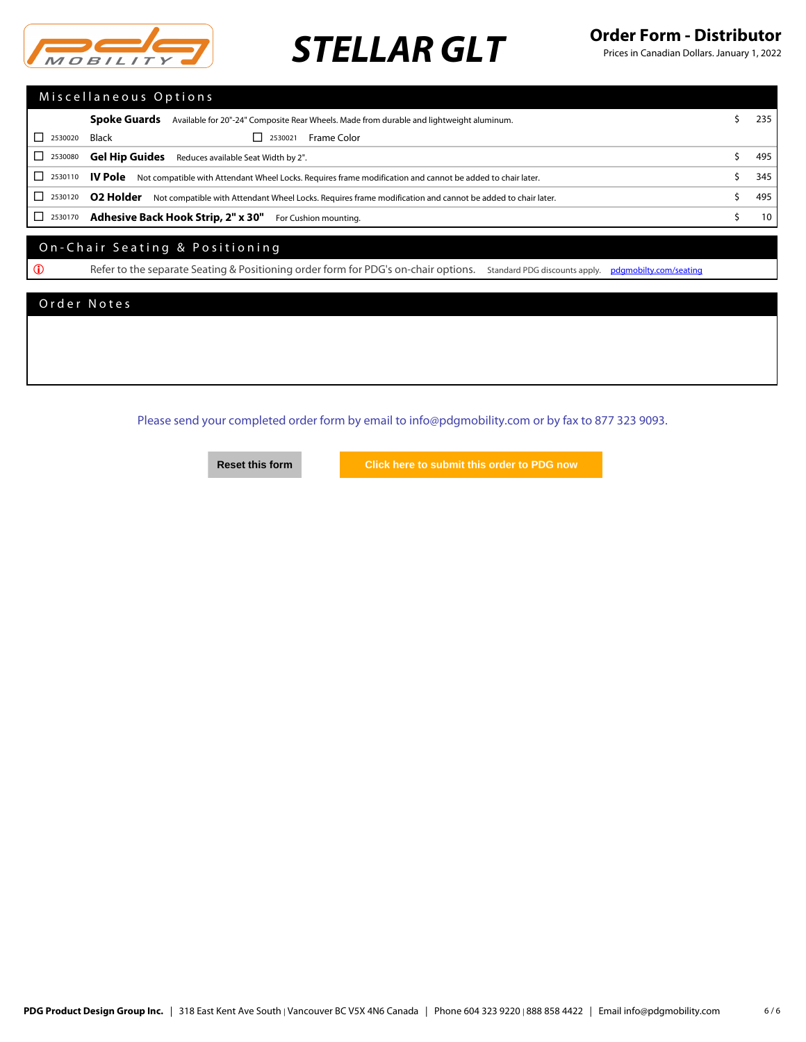# STELLAR GLT

**Order Form - Distributor**

Prices in Canadian Dollars. January 1, 2022

## Miscellaneous Options

| | | | | |
|---|---|---|---|---|
| | | **Spoke Guards** Available for 20"-24" Composite Rear Wheels. Made from durable and lightweight aluminum. | $ | 235 |
| ☐ | 2530020 | Black ☐ 2530021 Frame Color | | |
| ☐ | 2530080 | **Gel Hip Guides** Reduces available Seat Width by 2". | $ | 495 |
| ☐ | 2530110 | **IV Pole** Not compatible with Attendant Wheel Locks. Requires frame modification and cannot be added to chair later. | $ | 345 |
| ☐ | 2530120 | **O2 Holder** Not compatible with Attendant Wheel Locks. Requires frame modification and cannot be added to chair later. | $ | 495 |
| ☐ | 2530170 | **Adhesive Back Hook Strip, 2" x 30"** For Cushion mounting. | $ | 10 |

## On-Chair Seating & Positioning

Refer to the separate Seating & Positioning order form for PDG's on-chair options. Standard PDG discounts apply. pdgmobilty.com/seating

## Order Notes

Please send your completed order form by email to info@pdgmobility.com or by fax to 877 323 9093.

Reset this form

Click here to submit this order to PDG now

**PDG Product Design Group Inc.** | 318 East Kent Ave South | Vancouver BC V5X 4N6 Canada | Phone 604 323 9220 | 888 858 4422 | Email info@pdgmobility.com